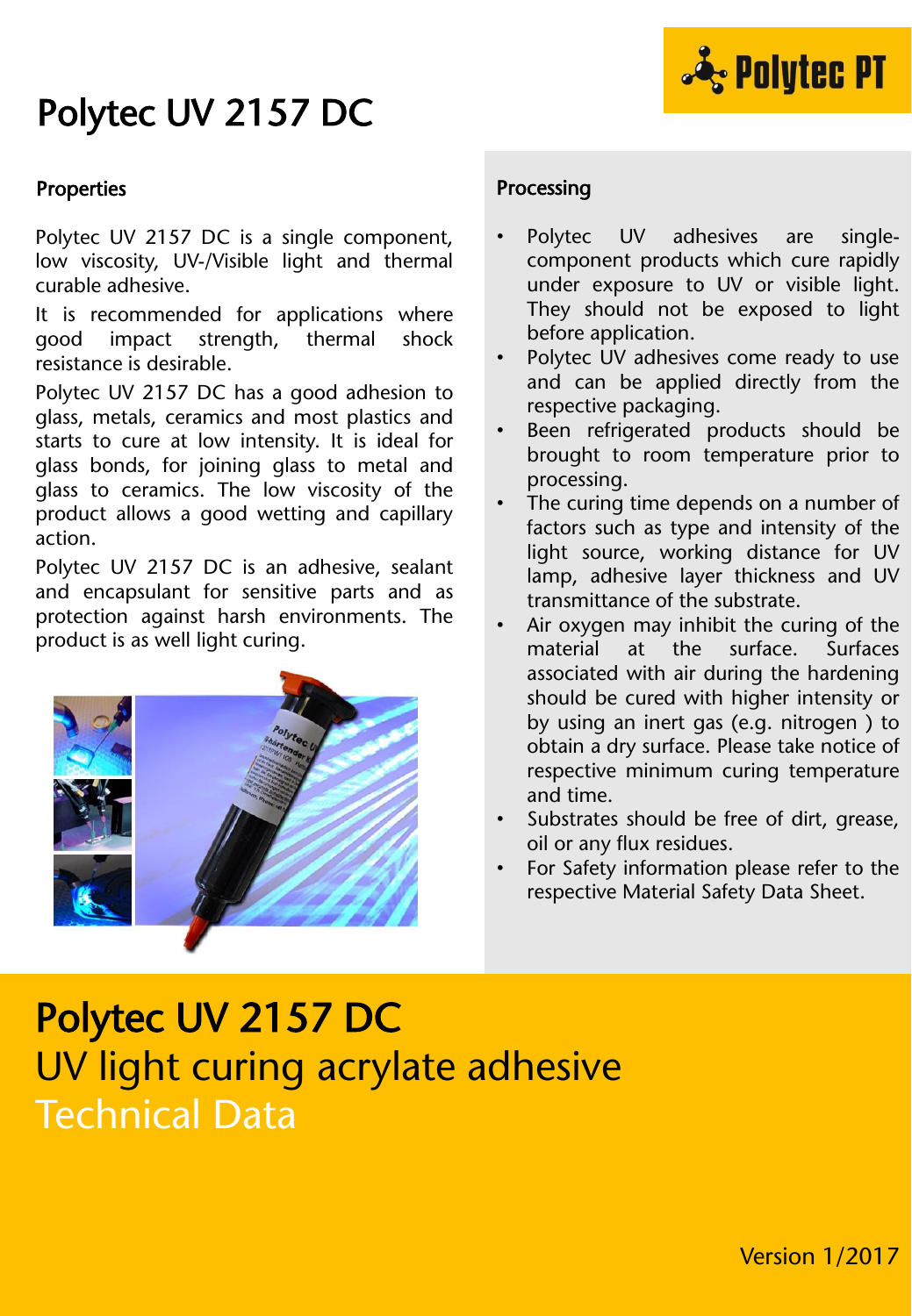# Polytec UV 2157 DC

## Properties

Polytec UV 2157 DC is a single component, low viscosity, UV-/Visible light and thermal curable adhesive.

It is recommended for applications where good impact strength, thermal shock resistance is desirable.

Polytec UV 2157 DC has a good adhesion to glass, metals, ceramics and most plastics and starts to cure at low intensity. It is ideal for glass bonds, for joining glass to metal and glass to ceramics. The low viscosity of the product allows a good wetting and capillary action.

Polytec UV 2157 DC is an adhesive, sealant and encapsulant for sensitive parts and as protection against harsh environments. The product is as well light curing.

## Processing

- Polytec UV adhesives are single-component products which cure rapidly under exposure to UV or visible light. They should not be exposed to light before application.
- Polytec UV adhesives come ready to use and can be applied directly from the respective packaging.
- Been refrigerated products should be brought to room temperature prior to processing.
- The curing time depends on a number of factors such as type and intensity of the light source, working distance for UV lamp, adhesive layer thickness and UV transmittance of the substrate.
- Air oxygen may inhibit the curing of the material at the surface. Surfaces associated with air during the hardening should be cured with higher intensity or by using an inert gas (e.g. nitrogen ) to obtain a dry surface. Please take notice of respective minimum curing temperature and time.
- Substrates should be free of dirt, grease, oil or any flux residues.
- For Safety information please refer to the respective Material Safety Data Sheet.

# Polytec UV 2157 DC

## UV light curing acrylate adhesive

## Technical Data

Version 1/2017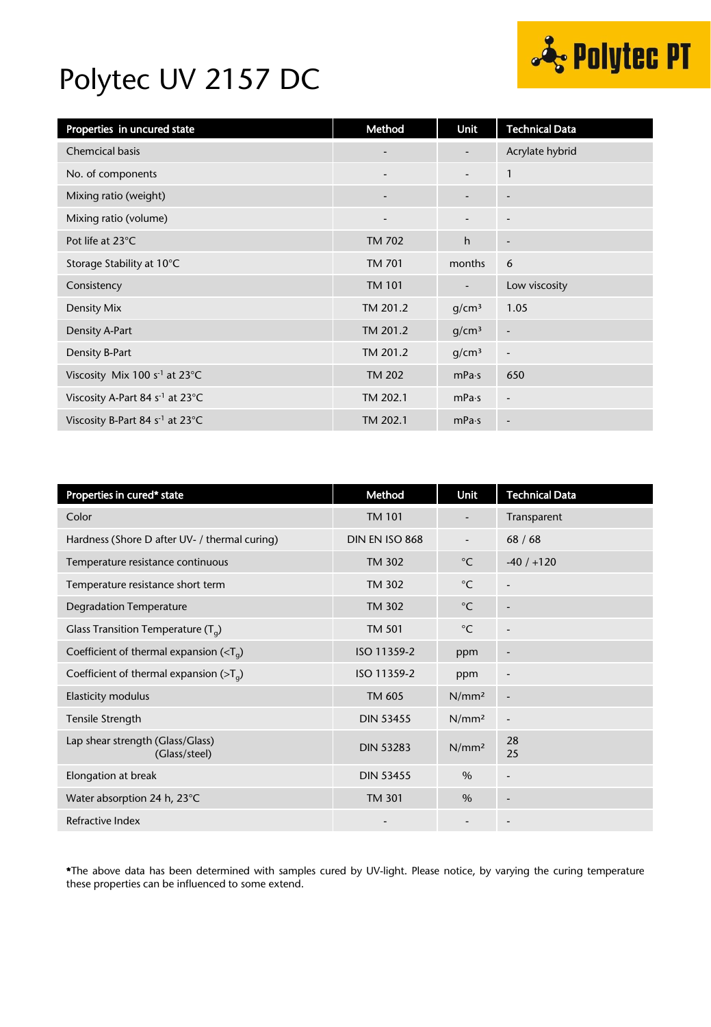# Polytec UV 2157 DC

| Properties in uncured state | Method | Unit | Technical Data |
|---|---|---|---|
| Chemcical basis | - | - | Acrylate hybrid |
| No. of components | - | - | 1 |
| Mixing ratio (weight) | - | - | - |
| Mixing ratio (volume) | - | - | - |
| Pot life at 23°C | TM 702 | h | - |
| Storage Stability at 10°C | TM 701 | months | 6 |
| Consistency | TM 101 | - | Low viscosity |
| Density Mix | TM 201.2 | g/cm³ | 1.05 |
| Density A-Part | TM 201.2 | g/cm³ | - |
| Density B-Part | TM 201.2 | g/cm³ | - |
| Viscosity Mix 100 $s^{-1}$ at 23°C | TM 202 | mPa·s | 650 |
| Viscosity A-Part 84 $s^{-1}$ at 23°C | TM 202.1 | mPa·s | - |
| Viscosity B-Part 84 $s^{-1}$ at 23°C | TM 202.1 | mPa·s | - |

| Properties in cured* state | Method | Unit | Technical Data |
|---|---|---|---|
| Color | TM 101 | - | Transparent |
| Hardness (Shore D after UV- / thermal curing) | DIN EN ISO 868 | - | 68 / 68 |
| Temperature resistance continuous | TM 302 | °C | -40 / +120 |
| Temperature resistance short term | TM 302 | °C | - |
| Degradation Temperature | TM 302 | °C | - |
| Glass Transition Temperature ($T_g$) | TM 501 | °C | - |
| Coefficient of thermal expansion (<$T_g$) | ISO 11359-2 | ppm | - |
| Coefficient of thermal expansion (>$T_g$) | ISO 11359-2 | ppm | - |
| Elasticity modulus | TM 605 | N/mm² | - |
| Tensile Strength | DIN 53455 | N/mm² | - |
| Lap shear strength (Glass/Glass)<br>(Glass/steel) | DIN 53283 | N/mm² | 28<br>25 |
| Elongation at break | DIN 53455 | % | - |
| Water absorption 24 h, 23°C | TM 301 | % | - |
| Refractive Index | - | - | - |

*The above data has been determined with samples cured by UV-light. Please notice, by varying the curing temperature these properties can be influenced to some extend.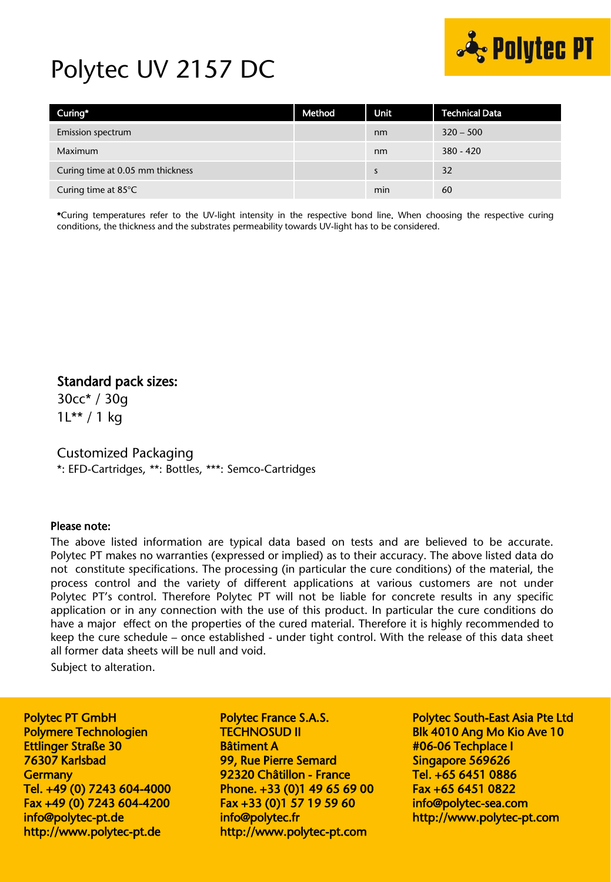# Polytec UV 2157 DC

| Curing* | Method | Unit | Technical Data |
|---|---|---|---|
| Emission spectrum | | nm | 320 – 500 |
| Maximum | | nm | 380 - 420 |
| Curing time at 0.05 mm thickness | | s | 32 |
| Curing time at 85°C | | min | 60 |

*Curing temperatures refer to the UV-light intensity in the respective bond line. When choosing the respective curing conditions, the thickness and the substrates permeability towards UV-light has to be considered.

## Standard pack sizes:

30cc* / 30g
1L** / 1 kg

Customized Packaging
*: EFD-Cartridges, **: Bottles, ***: Semco-Cartridges

**Please note:**

The above listed information are typical data based on tests and are believed to be accurate. Polytec PT makes no warranties (expressed or implied) as to their accuracy. The above listed data do not constitute specifications. The processing (in particular the cure conditions) of the material, the process control and the variety of different applications at various customers are not under Polytec PT's control. Therefore Polytec PT will not be liable for concrete results in any specific application or in any connection with the use of this product. In particular the cure conditions do have a major effect on the properties of the cured material. Therefore it is highly recommended to keep the cure schedule – once established - under tight control. With the release of this data sheet all former data sheets will be null and void.

Subject to alteration.

**Polytec PT GmbH**
**Polymere Technologien**
**Ettlinger Straße 30**
**76307 Karlsbad**
**Germany**
**Tel. +49 (0) 7243 604-4000**
**Fax +49 (0) 7243 604-4200**
**info@polytec-pt.de**
**http://www.polytec-pt.de**

**Polytec France S.A.S.**
**TECHNOSUD II**
**Bâtiment A**
**99, Rue Pierre Semard**
**92320 Châtillon - France**
**Phone. +33 (0)1 49 65 69 00**
**Fax +33 (0)1 57 19 59 60**
**info@polytec.fr**
**http://www.polytec-pt.com**

**Polytec South-East Asia Pte Ltd**
**Blk 4010 Ang Mo Kio Ave 10**
**#06-06 Techplace I**
**Singapore 569626**
**Tel. +65 6451 0886**
**Fax +65 6451 0822**
**info@polytec-sea.com**
**http://www.polytec-pt.com**